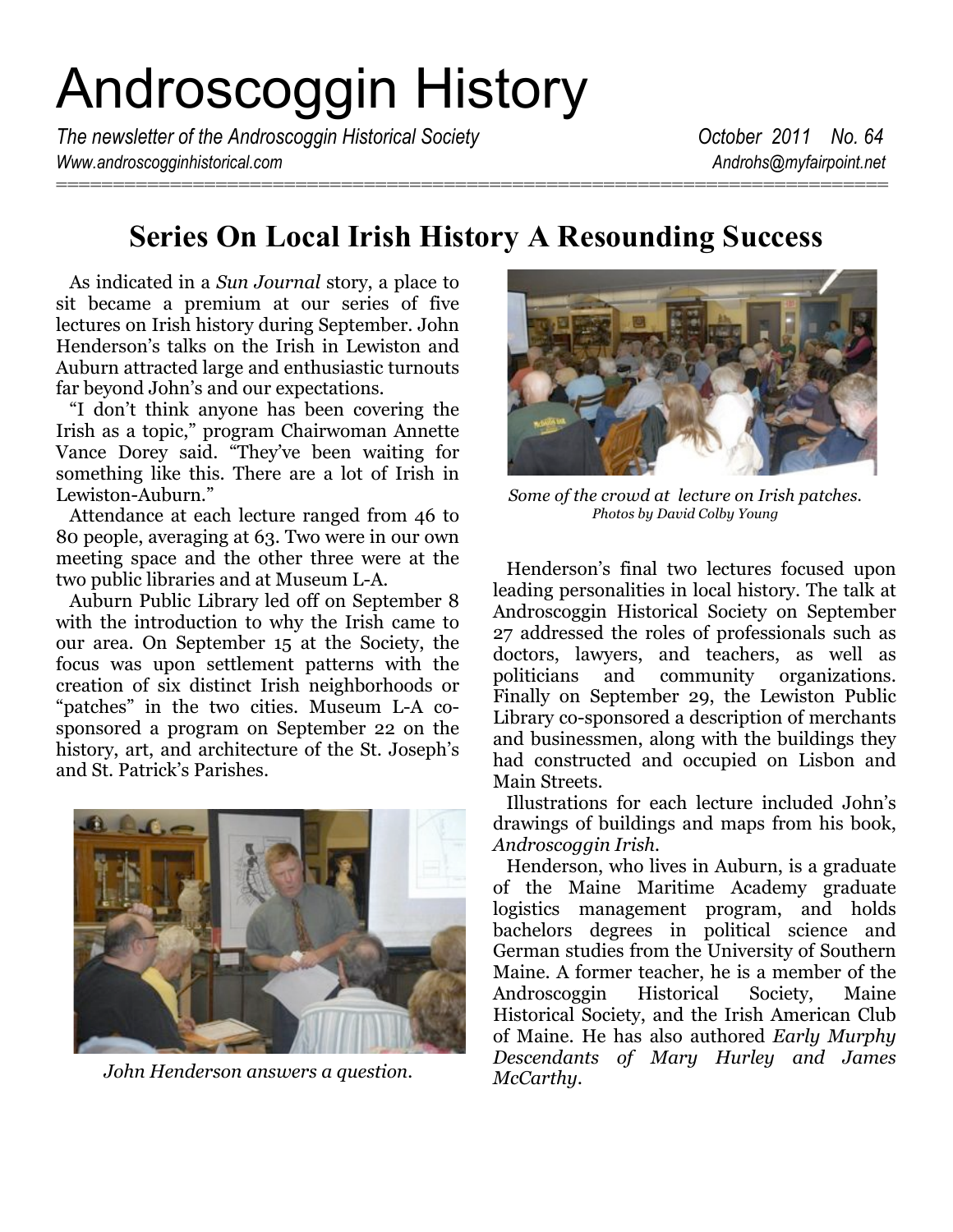# Androscoggin History

*The newsletter of the Androscoggin Historical Society* *October 2011 No. 64*
*Www.androscogginhistorical.com* *Androhs@myfairpoint.net*

## Series On Local Irish History A Resounding Success

As indicated in a *Sun Journal* story, a place to sit became a premium at our series of five lectures on Irish history during September. John Henderson's talks on the Irish in Lewiston and Auburn attracted large and enthusiastic turnouts far beyond John's and our expectations.

"I don't think anyone has been covering the Irish as a topic," program Chairwoman Annette Vance Dorey said. "They've been waiting for something like this. There are a lot of Irish in Lewiston-Auburn."

Attendance at each lecture ranged from 46 to 80 people, averaging at 63. Two were in our own meeting space and the other three were at the two public libraries and at Museum L-A.

Auburn Public Library led off on September 8 with the introduction to why the Irish came to our area. On September 15 at the Society, the focus was upon settlement patterns with the creation of six distinct Irish neighborhoods or "patches" in the two cities. Museum L-A co-sponsored a program on September 22 on the history, art, and architecture of the St. Joseph's and St. Patrick's Parishes.

*John Henderson answers a question.*

*Some of the crowd at lecture on Irish patches.*
*Photos by David Colby Young*

Henderson's final two lectures focused upon leading personalities in local history. The talk at Androscoggin Historical Society on September 27 addressed the roles of professionals such as doctors, lawyers, and teachers, as well as politicians and community organizations. Finally on September 29, the Lewiston Public Library co-sponsored a description of merchants and businessmen, along with the buildings they had constructed and occupied on Lisbon and Main Streets.

Illustrations for each lecture included John's drawings of buildings and maps from his book, *Androscoggin Irish.*

Henderson, who lives in Auburn, is a graduate of the Maine Maritime Academy graduate logistics management program, and holds bachelors degrees in political science and German studies from the University of Southern Maine. A former teacher, he is a member of the Androscoggin Historical Society, Maine Historical Society, and the Irish American Club of Maine. He has also authored *Early Murphy Descendants of Mary Hurley and James McCarthy.*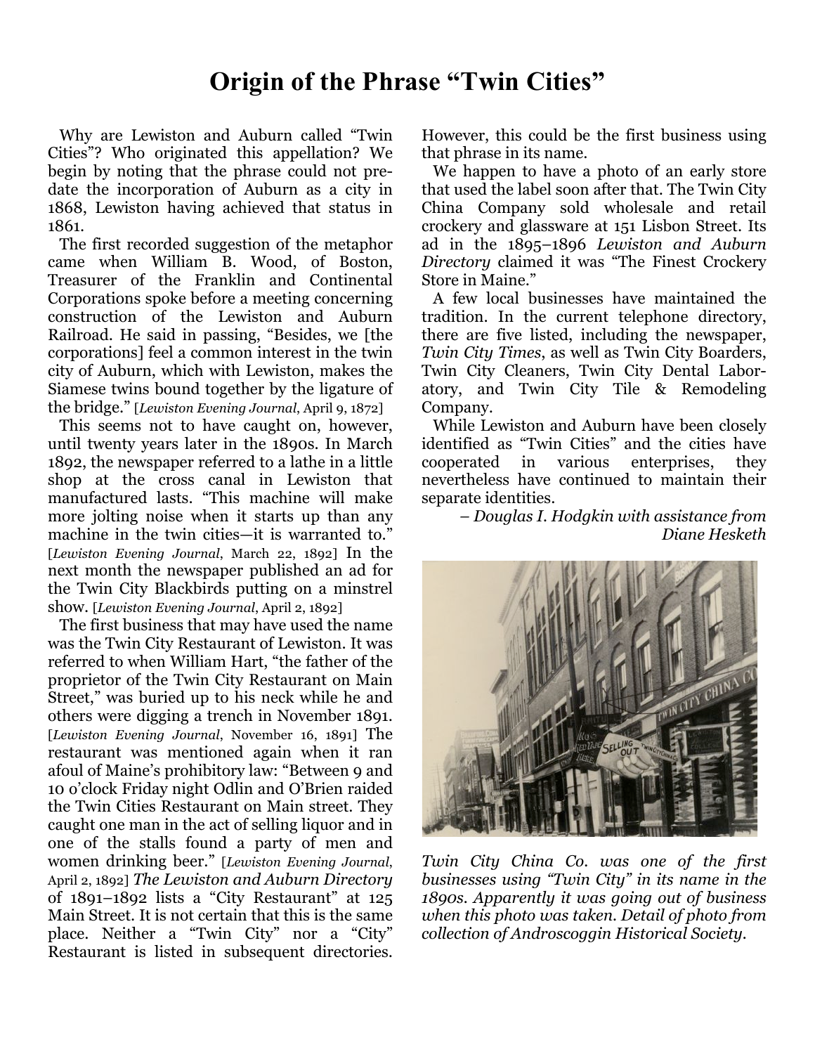# Origin of the Phrase "Twin Cities"

Why are Lewiston and Auburn called "Twin Cities"? Who originated this appellation? We begin by noting that the phrase could not predate the incorporation of Auburn as a city in 1868, Lewiston having achieved that status in 1861.

The first recorded suggestion of the metaphor came when William B. Wood, of Boston, Treasurer of the Franklin and Continental Corporations spoke before a meeting concerning construction of the Lewiston and Auburn Railroad. He said in passing, "Besides, we [the corporations] feel a common interest in the twin city of Auburn, which with Lewiston, makes the Siamese twins bound together by the ligature of the bridge." [*Lewiston Evening Journal*, April 9, 1872]

This seems not to have caught on, however, until twenty years later in the 1890s. In March 1892, the newspaper referred to a lathe in a little shop at the cross canal in Lewiston that manufactured lasts. "This machine will make more jolting noise when it starts up than any machine in the twin cities—it is warranted to." [*Lewiston Evening Journal*, March 22, 1892] In the next month the newspaper published an ad for the Twin City Blackbirds putting on a minstrel show. [*Lewiston Evening Journal*, April 2, 1892]

The first business that may have used the name was the Twin City Restaurant of Lewiston. It was referred to when William Hart, "the father of the proprietor of the Twin City Restaurant on Main Street," was buried up to his neck while he and others were digging a trench in November 1891. [*Lewiston Evening Journal*, November 16, 1891] The restaurant was mentioned again when it ran afoul of Maine's prohibitory law: "Between 9 and 10 o'clock Friday night Odlin and O'Brien raided the Twin Cities Restaurant on Main street. They caught one man in the act of selling liquor and in one of the stalls found a party of men and women drinking beer." [*Lewiston Evening Journal*, April 2, 1892] *The Lewiston and Auburn Directory* of 1891–1892 lists a "City Restaurant" at 125 Main Street. It is not certain that this is the same place. Neither a "Twin City" nor a "City" Restaurant is listed in subsequent directories. However, this could be the first business using that phrase in its name.

We happen to have a photo of an early store that used the label soon after that. The Twin City China Company sold wholesale and retail crockery and glassware at 151 Lisbon Street. Its ad in the 1895–1896 *Lewiston and Auburn Directory* claimed it was "The Finest Crockery Store in Maine."

A few local businesses have maintained the tradition. In the current telephone directory, there are five listed, including the newspaper, *Twin City Times*, as well as Twin City Boarders, Twin City Cleaners, Twin City Dental Laboratory, and Twin City Tile & Remodeling Company.

While Lewiston and Auburn have been closely identified as "Twin Cities" and the cities have cooperated in various enterprises, they nevertheless have continued to maintain their separate identities.

*– Douglas I. Hodgkin with assistance from Diane Hesketh*

*Twin City China Co. was one of the first businesses using "Twin City" in its name in the 1890s. Apparently it was going out of business when this photo was taken. Detail of photo from collection of Androscoggin Historical Society.*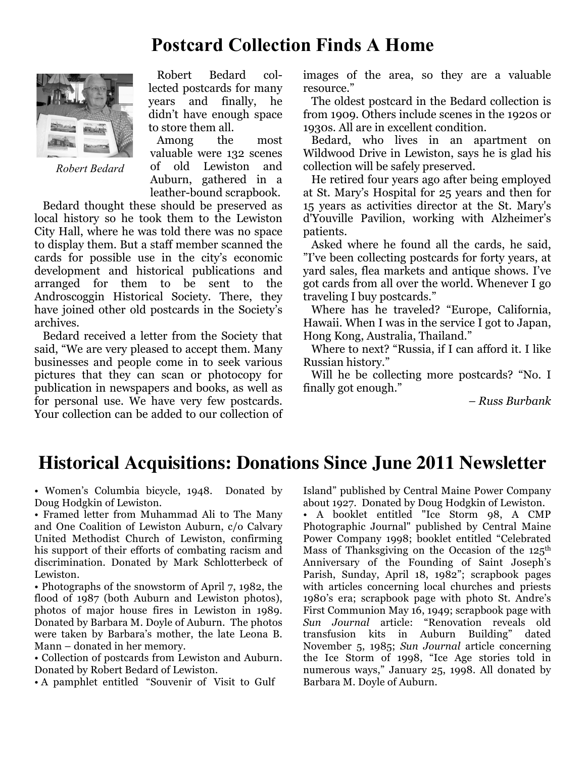# Postcard Collection Finds A Home

*Robert Bedard*

Robert Bedard collected postcards for many years and finally, he didn't have enough space to store them all.

Among the most valuable were 132 scenes of old Lewiston and Auburn, gathered in a leather-bound scrapbook.

Bedard thought these should be preserved as local history so he took them to the Lewiston City Hall, where he was told there was no space to display them. But a staff member scanned the cards for possible use in the city's economic development and historical publications and arranged for them to be sent to the Androscoggin Historical Society. There, they have joined other old postcards in the Society's archives.

Bedard received a letter from the Society that said, "We are very pleased to accept them. Many businesses and people come in to seek various pictures that they can scan or photocopy for publication in newspapers and books, as well as for personal use. We have very few postcards. Your collection can be added to our collection of images of the area, so they are a valuable resource."

The oldest postcard in the Bedard collection is from 1909. Others include scenes in the 1920s or 1930s. All are in excellent condition.

Bedard, who lives in an apartment on Wildwood Drive in Lewiston, says he is glad his collection will be safely preserved.

He retired four years ago after being employed at St. Mary's Hospital for 25 years and then for 15 years as activities director at the St. Mary's d'Youville Pavilion, working with Alzheimer's patients.

Asked where he found all the cards, he said, "I've been collecting postcards for forty years, at yard sales, flea markets and antique shows. I've got cards from all over the world. Whenever I go traveling I buy postcards."

Where has he traveled? "Europe, California, Hawaii. When I was in the service I got to Japan, Hong Kong, Australia, Thailand."

Where to next? "Russia, if I can afford it. I like Russian history."

Will he be collecting more postcards? "No. I finally got enough."

*– Russ Burbank*

# Historical Acquisitions: Donations Since June 2011 Newsletter

- Women's Columbia bicycle, 1948. Donated by Doug Hodgkin of Lewiston.
- Framed letter from Muhammad Ali to The Many and One Coalition of Lewiston Auburn, c/o Calvary United Methodist Church of Lewiston, confirming his support of their efforts of combating racism and discrimination. Donated by Mark Schlotterbeck of Lewiston.
- Photographs of the snowstorm of April 7, 1982, the flood of 1987 (both Auburn and Lewiston photos), photos of major house fires in Lewiston in 1989. Donated by Barbara M. Doyle of Auburn. The photos were taken by Barbara's mother, the late Leona B. Mann – donated in her memory.
- Collection of postcards from Lewiston and Auburn. Donated by Robert Bedard of Lewiston.
- A pamphlet entitled "Souvenir of Visit to Gulf Island" published by Central Maine Power Company about 1927. Donated by Doug Hodgkin of Lewiston.
- A booklet entitled "Ice Storm 98, A CMP Photographic Journal" published by Central Maine Power Company 1998; booklet entitled "Celebrated Mass of Thanksgiving on the Occasion of the 125th Anniversary of the Founding of Saint Joseph's Parish, Sunday, April 18, 1982"; scrapbook pages with articles concerning local churches and priests 1980's era; scrapbook page with photo St. Andre's First Communion May 16, 1949; scrapbook page with *Sun Journal* article: "Renovation reveals old transfusion kits in Auburn Building" dated November 5, 1985; *Sun Journal* article concerning the Ice Storm of 1998, "Ice Age stories told in numerous ways," January 25, 1998. All donated by Barbara M. Doyle of Auburn.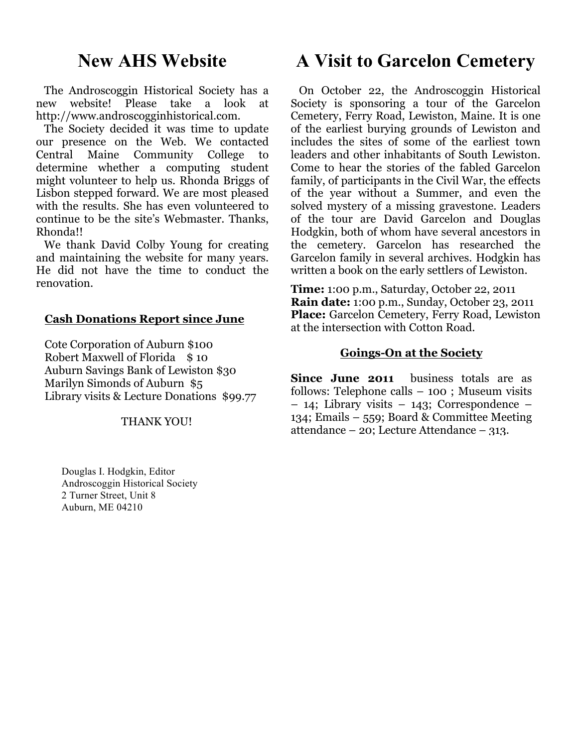# New AHS Website

The Androscoggin Historical Society has a new website! Please take a look at http://www.androscogginhistorical.com.

The Society decided it was time to update our presence on the Web. We contacted Central Maine Community College to determine whether a computing student might volunteer to help us. Rhonda Briggs of Lisbon stepped forward. We are most pleased with the results. She has even volunteered to continue to be the site's Webmaster. Thanks, Rhonda!!

We thank David Colby Young for creating and maintaining the website for many years. He did not have the time to conduct the renovation.

**Cash Donations Report since June**

Cote Corporation of Auburn $100
Robert Maxwell of Florida $ 10
Auburn Savings Bank of Lewiston $30
Marilyn Simonds of Auburn $5
Library visits & Lecture Donations $99.77

THANK YOU!

Douglas I. Hodgkin, Editor
Androscoggin Historical Society
2 Turner Street, Unit 8
Auburn, ME 04210

# A Visit to Garcelon Cemetery

On October 22, the Androscoggin Historical Society is sponsoring a tour of the Garcelon Cemetery, Ferry Road, Lewiston, Maine. It is one of the earliest burying grounds of Lewiston and includes the sites of some of the earliest town leaders and other inhabitants of South Lewiston. Come to hear the stories of the fabled Garcelon family, of participants in the Civil War, the effects of the year without a Summer, and even the solved mystery of a missing gravestone. Leaders of the tour are David Garcelon and Douglas Hodgkin, both of whom have several ancestors in the cemetery. Garcelon has researched the Garcelon family in several archives. Hodgkin has written a book on the early settlers of Lewiston.

**Time:** 1:00 p.m., Saturday, October 22, 2011
**Rain date:** 1:00 p.m., Sunday, October 23, 2011
**Place:** Garcelon Cemetery, Ferry Road, Lewiston at the intersection with Cotton Road.

**Goings-On at the Society**

**Since June 2011** business totals are as follows: Telephone calls – 100 ; Museum visits – 14; Library visits – 143; Correspondence – 134; Emails – 559; Board & Committee Meeting attendance – 20; Lecture Attendance – 313.